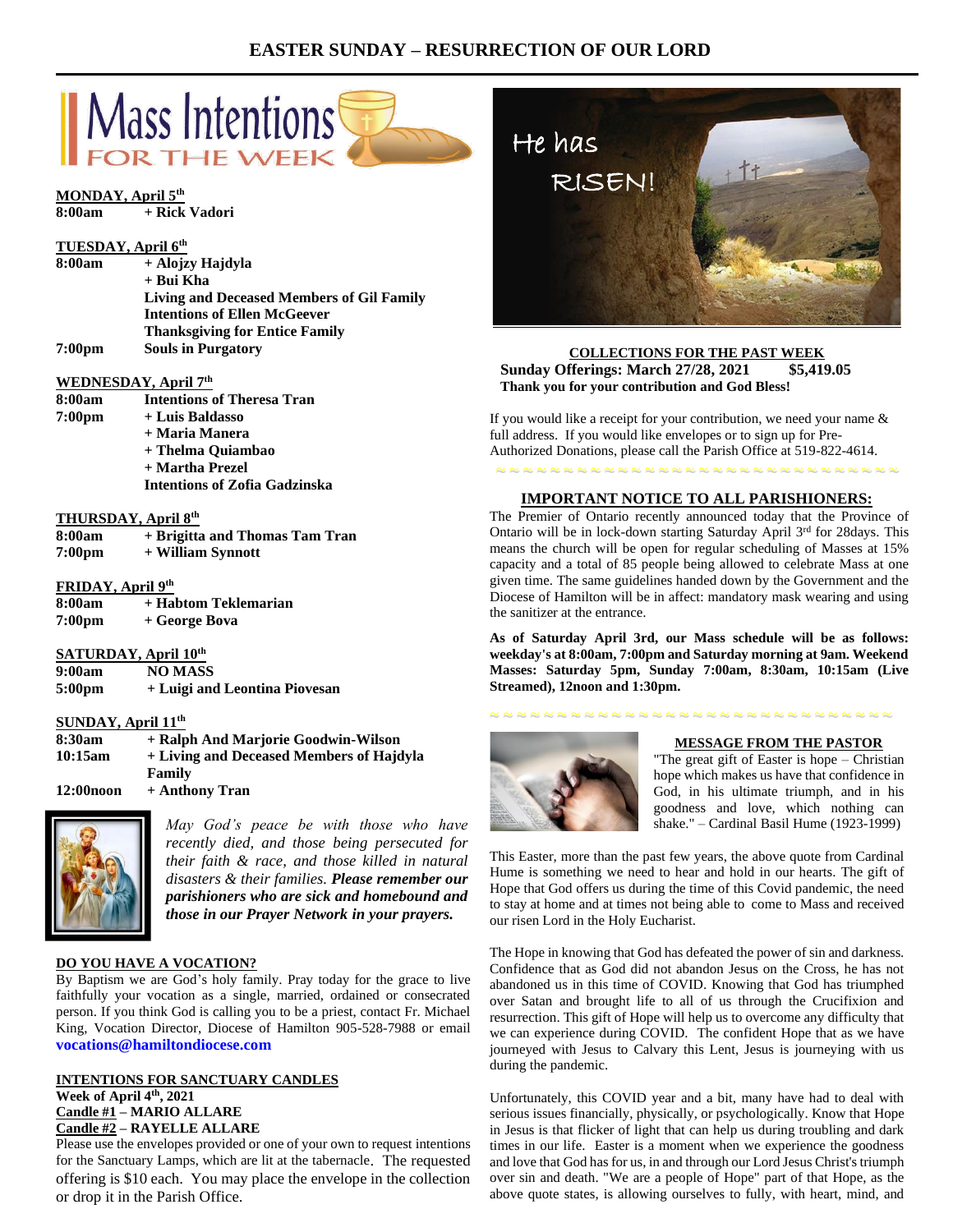# EASTER SUNDAY – RESURRECTION OF OUR LORD

## Mass Intentions FOR THE WEEK

**MONDAY, April 5th**

| | |
|---|---|
| **8:00am** | **+ Rick Vadori** |

**TUESDAY, April 6th**

| | |
|---|---|
| **8:00am** | **+ Alojzy Hajdyla** |
| | **+ Bui Kha** |
| | **Living and Deceased Members of Gil Family** |
| | **Intentions of Ellen McGeever** |
| | **Thanksgiving for Entice Family** |
| **7:00pm** | **Souls in Purgatory** |

**WEDNESDAY, April 7th**

| | |
|---|---|
| **8:00am** | **Intentions of Theresa Tran** |
| **7:00pm** | **+ Luis Baldasso** |
| | **+ Maria Manera** |
| | **+ Thelma Quiambao** |
| | **+ Martha Prezel** |
| | **Intentions of Zofia Gadzinska** |

**THURSDAY, April 8th**

| | |
|---|---|
| **8:00am** | **+ Brigitta and Thomas Tam Tran** |
| **7:00pm** | **+ William Synnott** |

**FRIDAY, April 9th**

| | |
|---|---|
| **8:00am** | **+ Habtom Teklemarian** |
| **7:00pm** | **+ George Bova** |

**SATURDAY, April 10th**

| | |
|---|---|
| **9:00am** | **NO MASS** |
| **5:00pm** | **+ Luigi and Leontina Piovesan** |

**SUNDAY, April 11th**

| | |
|---|---|
| **8:30am** | **+ Ralph And Marjorie Goodwin-Wilson** |
| **10:15am** | **+ Living and Deceased Members of Hajdyla Family** |
| **12:00noon** | **+ Anthony Tran** |

*May God's peace be with those who have recently died, and those being persecuted for their faith & race, and those killed in natural disasters & their families.* ***Please remember our parishioners who are sick and homebound and those in our Prayer Network in your prayers.***

**DO YOU HAVE A VOCATION?**

By Baptism we are God's holy family. Pray today for the grace to live faithfully your vocation as a single, married, ordained or consecrated person. If you think God is calling you to be a priest, contact Fr. Michael King, Vocation Director, Diocese of Hamilton 905-528-7988 or email **vocations@hamiltondiocese.com**

**INTENTIONS FOR SANCTUARY CANDLES**

**Week of April 4th, 2021**
**Candle #1 – MARIO ALLARE**
**Candle #2 – RAYELLE ALLARE**

Please use the envelopes provided or one of your own to request intentions for the Sanctuary Lamps, which are lit at the tabernacle. The requested offering is $10 each. You may place the envelope in the collection or drop it in the Parish Office.

He has RISEN!

**COLLECTIONS FOR THE PAST WEEK**

**Sunday Offerings: March 27/28, 2021 $5,419.05**
**Thank you for your contribution and God Bless!**

If you would like a receipt for your contribution, we need your name & full address. If you would like envelopes or to sign up for Pre-Authorized Donations, please call the Parish Office at 519-822-4614.

**IMPORTANT NOTICE TO ALL PARISHIONERS:**

The Premier of Ontario recently announced today that the Province of Ontario will be in lock-down starting Saturday April 3rd for 28days. This means the church will be open for regular scheduling of Masses at 15% capacity and a total of 85 people being allowed to celebrate Mass at one given time. The same guidelines handed down by the Government and the Diocese of Hamilton will be in affect: mandatory mask wearing and using the sanitizer at the entrance.

**As of Saturday April 3rd, our Mass schedule will be as follows: weekday's at 8:00am, 7:00pm and Saturday morning at 9am. Weekend Masses: Saturday 5pm, Sunday 7:00am, 8:30am, 10:15am (Live Streamed), 12noon and 1:30pm.**

**MESSAGE FROM THE PASTOR**

"The great gift of Easter is hope – Christian hope which makes us have that confidence in God, in his ultimate triumph, and in his goodness and love, which nothing can shake." – Cardinal Basil Hume (1923-1999)

This Easter, more than the past few years, the above quote from Cardinal Hume is something we need to hear and hold in our hearts. The gift of Hope that God offers us during the time of this Covid pandemic, the need to stay at home and at times not being able to come to Mass and received our risen Lord in the Holy Eucharist.

The Hope in knowing that God has defeated the power of sin and darkness. Confidence that as God did not abandon Jesus on the Cross, he has not abandoned us in this time of COVID. Knowing that God has triumphed over Satan and brought life to all of us through the Crucifixion and resurrection. This gift of Hope will help us to overcome any difficulty that we can experience during COVID. The confident Hope that as we have journeyed with Jesus to Calvary this Lent, Jesus is journeying with us during the pandemic.

Unfortunately, this COVID year and a bit, many have had to deal with serious issues financially, physically, or psychologically. Know that Hope in Jesus is that flicker of light that can help us during troubling and dark times in our life. Easter is a moment when we experience the goodness and love that God has for us, in and through our Lord Jesus Christ's triumph over sin and death. "We are a people of Hope" part of that Hope, as the above quote states, is allowing ourselves to fully, with heart, mind, and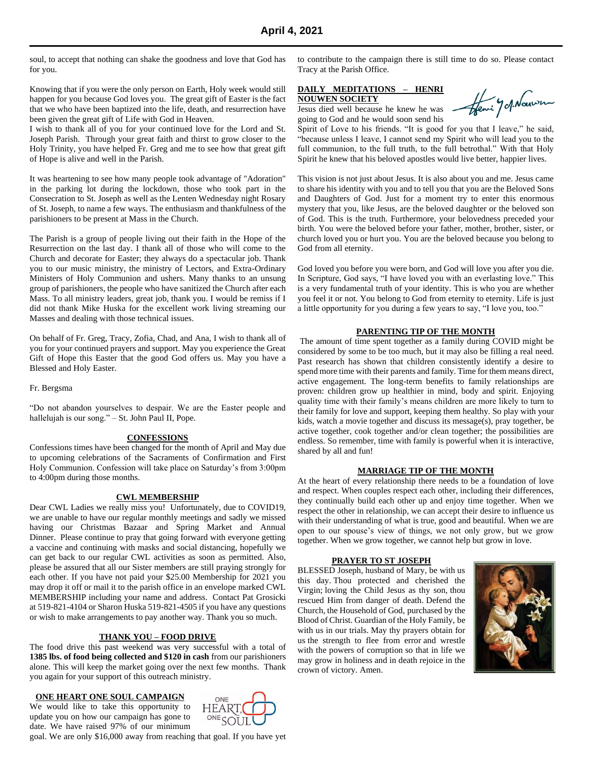# April 4, 2021

soul, to accept that nothing can shake the goodness and love that God has for you.

Knowing that if you were the only person on Earth, Holy week would still happen for you because God loves you. The great gift of Easter is the fact that we who have been baptized into the life, death, and resurrection have been given the great gift of Life with God in Heaven.

I wish to thank all of you for your continued love for the Lord and St. Joseph Parish. Through your great faith and thirst to grow closer to the Holy Trinity, you have helped Fr. Greg and me to see how that great gift of Hope is alive and well in the Parish.

It was heartening to see how many people took advantage of "Adoration" in the parking lot during the lockdown, those who took part in the Consecration to St. Joseph as well as the Lenten Wednesday night Rosary of St. Joseph, to name a few ways. The enthusiasm and thankfulness of the parishioners to be present at Mass in the Church.

The Parish is a group of people living out their faith in the Hope of the Resurrection on the last day. I thank all of those who will come to the Church and decorate for Easter; they always do a spectacular job. Thank you to our music ministry, the ministry of Lectors, and Extra-Ordinary Ministers of Holy Communion and ushers. Many thanks to an unsung group of parishioners, the people who have sanitized the Church after each Mass. To all ministry leaders, great job, thank you. I would be remiss if I did not thank Mike Huska for the excellent work living streaming our Masses and dealing with those technical issues.

On behalf of Fr. Greg, Tracy, Zofia, Chad, and Ana, I wish to thank all of you for your continued prayers and support. May you experience the Great Gift of Hope this Easter that the good God offers us. May you have a Blessed and Holy Easter.

Fr. Bergsma

"Do not abandon yourselves to despair. We are the Easter people and hallelujah is our song." – St. John Paul II, Pope.

## CONFESSIONS

Confessions times have been changed for the month of April and May due to upcoming celebrations of the Sacraments of Confirmation and First Holy Communion. Confession will take place on Saturday's from 3:00pm to 4:00pm during those months.

## CWL MEMBERSHIP

Dear CWL Ladies we really miss you! Unfortunately, due to COVID19, we are unable to have our regular monthly meetings and sadly we missed having our Christmas Bazaar and Spring Market and Annual Dinner. Please continue to pray that going forward with everyone getting a vaccine and continuing with masks and social distancing, hopefully we can get back to our regular CWL activities as soon as permitted. Also, please be assured that all our Sister members are still praying strongly for each other. If you have not paid your $25.00 Membership for 2021 you may drop it off or mail it to the parish office in an envelope marked CWL MEMBERSHIP including your name and address. Contact Pat Grosicki at 519-821-4104 or Sharon Huska 519-821-4505 if you have any questions or wish to make arrangements to pay another way. Thank you so much.

## THANK YOU – FOOD DRIVE

The food drive this past weekend was very successful with a total of **1385 lbs. of food being collected and $120 in cash** from our parishioners alone. This will keep the market going over the next few months. Thank you again for your support of this outreach ministry.

## ONE HEART ONE SOUL CAMPAIGN

We would like to take this opportunity to update you on how our campaign has gone to date. We have raised 97% of our minimum goal. We are only $16,000 away from reaching that goal. If you have yet to contribute to the campaign there is still time to do so. Please contact Tracy at the Parish Office.

## DAILY MEDITATIONS – HENRI NOUWEN SOCIETY

Jesus died well because he knew he was going to God and he would soon send his Spirit of Love to his friends. "It is good for you that I leave," he said, "because unless I leave, I cannot send my Spirit who will lead you to the full communion, to the full truth, to the full betrothal." With that Holy Spirit he knew that his beloved apostles would live better, happier lives.

This vision is not just about Jesus. It is also about you and me. Jesus came to share his identity with you and to tell you that you are the Beloved Sons and Daughters of God. Just for a moment try to enter this enormous mystery that you, like Jesus, are the beloved daughter or the beloved son of God. This is the truth. Furthermore, your belovedness preceded your birth. You were the beloved before your father, mother, brother, sister, or church loved you or hurt you. You are the beloved because you belong to God from all eternity.

God loved you before you were born, and God will love you after you die. In Scripture, God says, "I have loved you with an everlasting love." This is a very fundamental truth of your identity. This is who you are whether you feel it or not. You belong to God from eternity to eternity. Life is just a little opportunity for you during a few years to say, "I love you, too."

## PARENTING TIP OF THE MONTH

The amount of time spent together as a family during COVID might be considered by some to be too much, but it may also be filling a real need. Past research has shown that children consistently identify a desire to spend more time with their parents and family. Time for them means direct, active engagement. The long-term benefits to family relationships are proven: children grow up healthier in mind, body and spirit. Enjoying quality time with their family's means children are more likely to turn to their family for love and support, keeping them healthy. So play with your kids, watch a movie together and discuss its message(s), pray together, be active together, cook together and/or clean together; the possibilities are endless. So remember, time with family is powerful when it is interactive, shared by all and fun!

## MARRIAGE TIP OF THE MONTH

At the heart of every relationship there needs to be a foundation of love and respect. When couples respect each other, including their differences, they continually build each other up and enjoy time together. When we respect the other in relationship, we can accept their desire to influence us with their understanding of what is true, good and beautiful. When we are open to our spouse's view of things, we not only grow, but we grow together. When we grow together, we cannot help but grow in love.

## PRAYER TO ST JOSEPH

BLESSED Joseph, husband of Mary, be with us this day. Thou protected and cherished the Virgin; loving the Child Jesus as thy son, thou rescued Him from danger of death. Defend the Church, the Household of God, purchased by the Blood of Christ. Guardian of the Holy Family, be with us in our trials. May thy prayers obtain for us the strength to flee from error and wrestle with the powers of corruption so that in life we may grow in holiness and in death rejoice in the crown of victory. Amen.